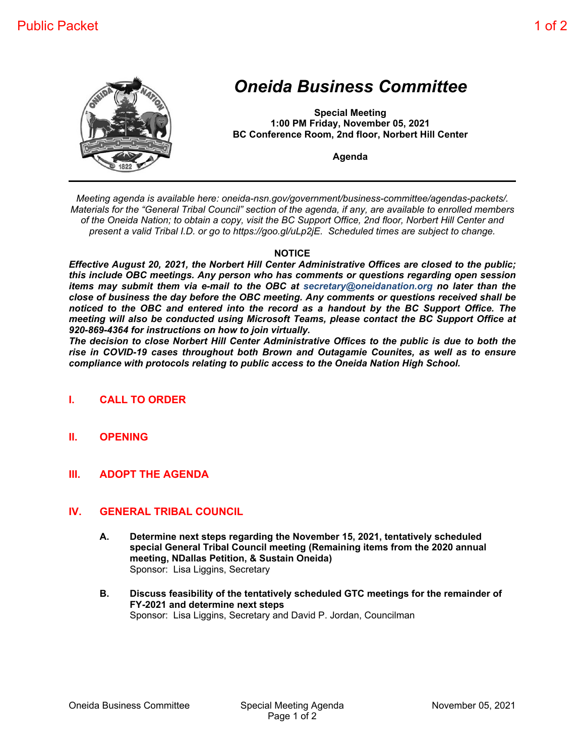# *Oneida Business Committee*

**Special Meeting**
**1:00 PM Friday, November 05, 2021**
**BC Conference Room, 2nd floor, Norbert Hill Center**

**Agenda**

---

*Meeting agenda is available here: oneida-nsn.gov/government/business-committee/agendas-packets/. Materials for the "General Tribal Council" section of the agenda, if any, are available to enrolled members of the Oneida Nation; to obtain a copy, visit the BC Support Office, 2nd floor, Norbert Hill Center and present a valid Tribal I.D. or go to https://goo.gl/uLp2jE. Scheduled times are subject to change.*

**NOTICE**

***Effective August 20, 2021, the Norbert Hill Center Administrative Offices are closed to the public; this include OBC meetings. Any person who has comments or questions regarding open session items may submit them via e-mail to the OBC at secretary@oneidanation.org no later than the close of business the day before the OBC meeting. Any comments or questions received shall be noticed to the OBC and entered into the record as a handout by the BC Support Office. The meeting will also be conducted using Microsoft Teams, please contact the BC Support Office at 920-869-4364 for instructions on how to join virtually.***

***The decision to close Norbert Hill Center Administrative Offices to the public is due to both the rise in COVID-19 cases throughout both Brown and Outagamie Counites, as well as to ensure compliance with protocols relating to public access to the Oneida Nation High School.***

## I. CALL TO ORDER

## II. OPENING

## III. ADOPT THE AGENDA

## IV. GENERAL TRIBAL COUNCIL

**A. Determine next steps regarding the November 15, 2021, tentatively scheduled special General Tribal Council meeting (Remaining items from the 2020 annual meeting, NDallas Petition, & Sustain Oneida)**
Sponsor: Lisa Liggins, Secretary

**B. Discuss feasibility of the tentatively scheduled GTC meetings for the remainder of FY-2021 and determine next steps**
Sponsor: Lisa Liggins, Secretary and David P. Jordan, Councilman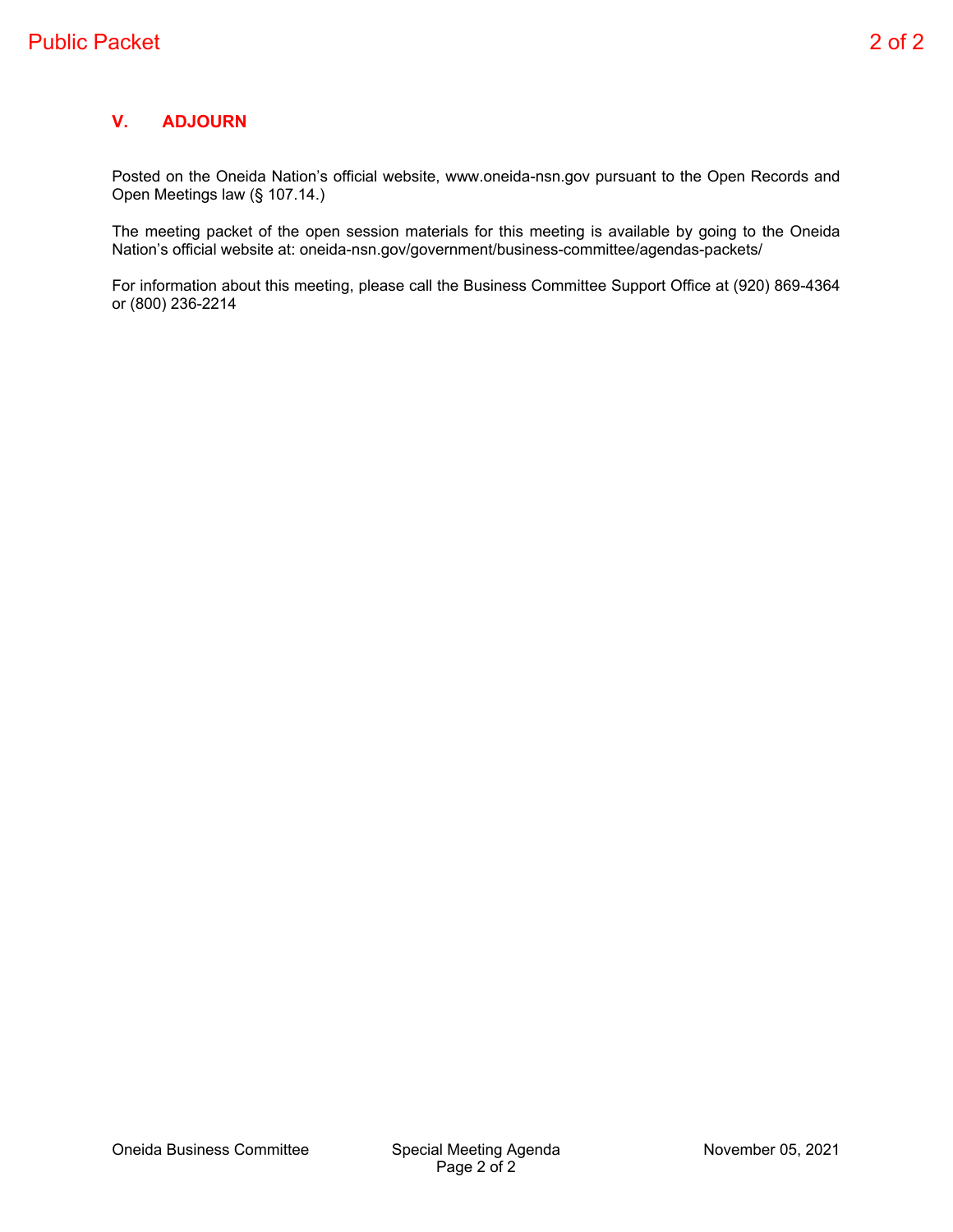## V. ADJOURN

Posted on the Oneida Nation's official website, www.oneida-nsn.gov pursuant to the Open Records and Open Meetings law (§ 107.14.)

The meeting packet of the open session materials for this meeting is available by going to the Oneida Nation's official website at: oneida-nsn.gov/government/business-committee/agendas-packets/

For information about this meeting, please call the Business Committee Support Office at (920) 869-4364 or (800) 236-2214